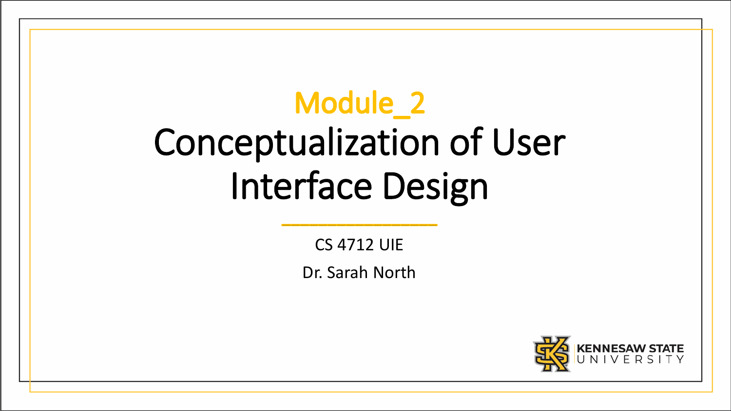# Module_2

# Conceptualization of User Interface Design

CS 4712 UIE

Dr. Sarah North

KENNESAW STATE UNIVERSITY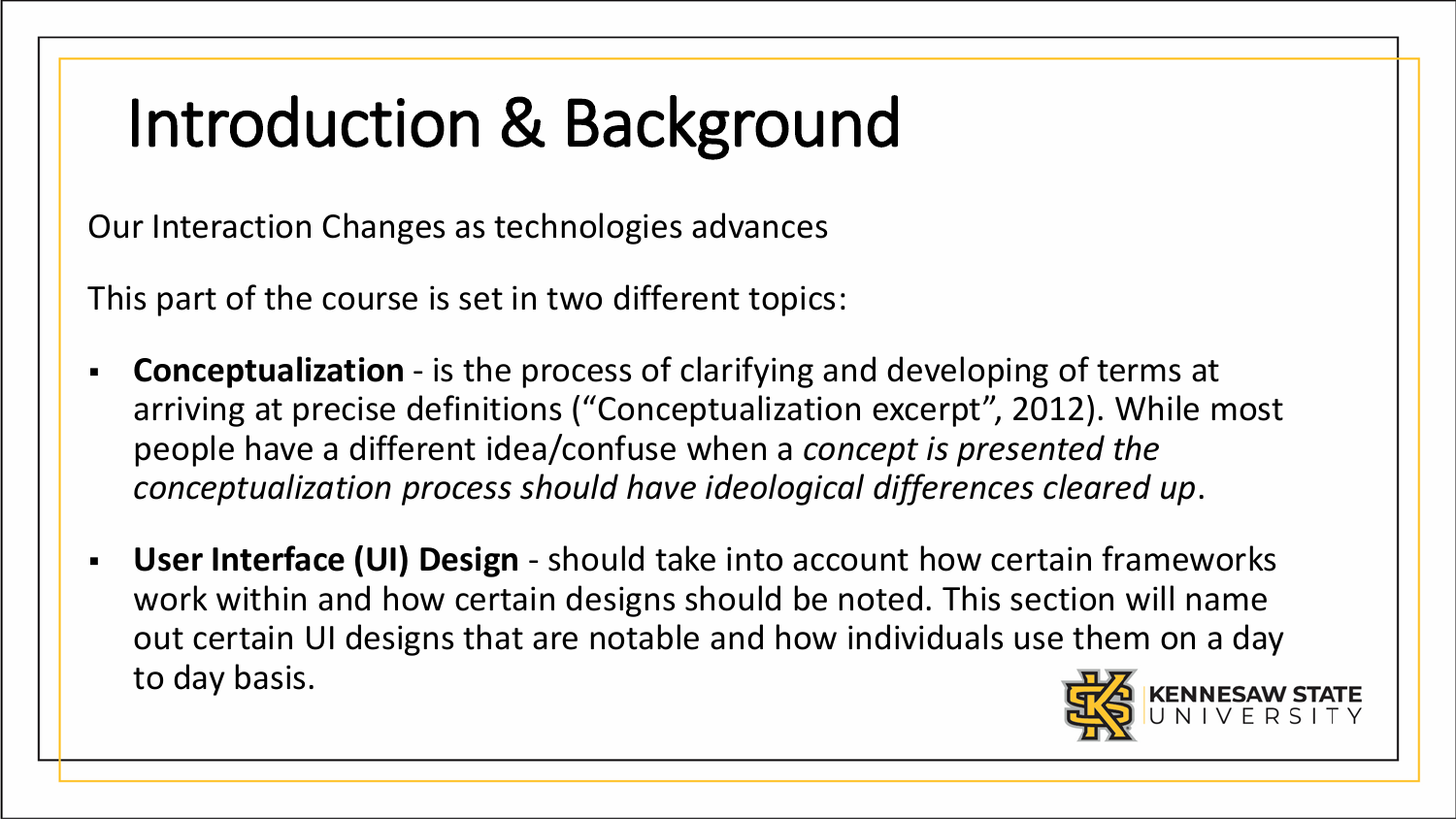# Introduction & Background

Our Interaction Changes as technologies advances

This part of the course is set in two different topics:

- **Conceptualization** - is the process of clarifying and developing of terms at arriving at precise definitions ("Conceptualization excerpt", 2012). While most people have a different idea/confuse when a *concept is presented the conceptualization process should have ideological differences cleared up*.
- **User Interface (UI) Design** - should take into account how certain frameworks work within and how certain designs should be noted. This section will name out certain UI designs that are notable and how individuals use them on a day to day basis.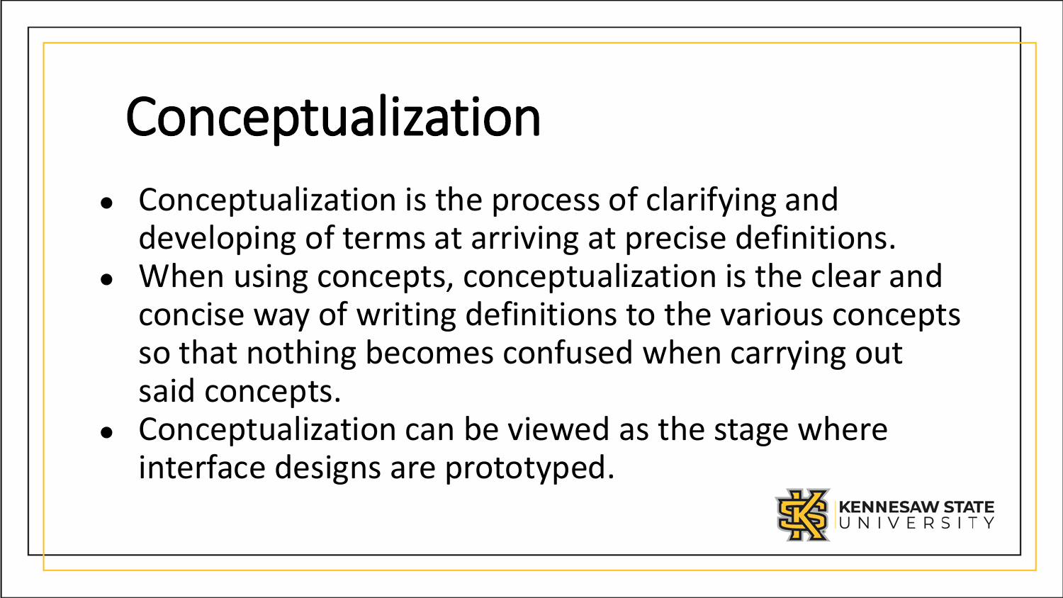# Conceptualization

- Conceptualization is the process of clarifying and developing of terms at arriving at precise definitions.
- When using concepts, conceptualization is the clear and concise way of writing definitions to the various concepts so that nothing becomes confused when carrying out said concepts.
- Conceptualization can be viewed as the stage where interface designs are prototyped.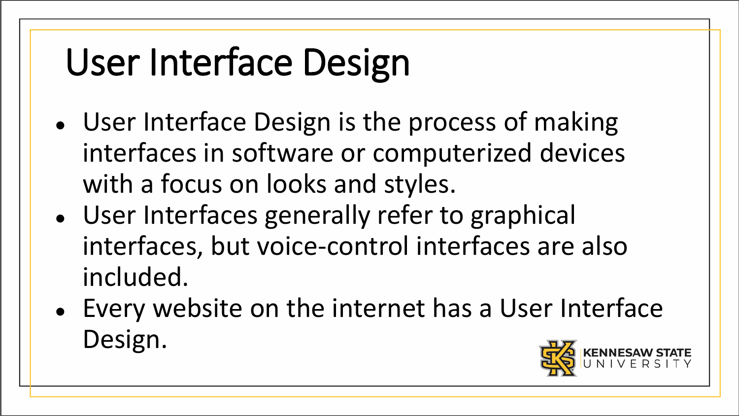# User Interface Design

- User Interface Design is the process of making interfaces in software or computerized devices with a focus on looks and styles.
- User Interfaces generally refer to graphical interfaces, but voice-control interfaces are also included.
- Every website on the internet has a User Interface Design.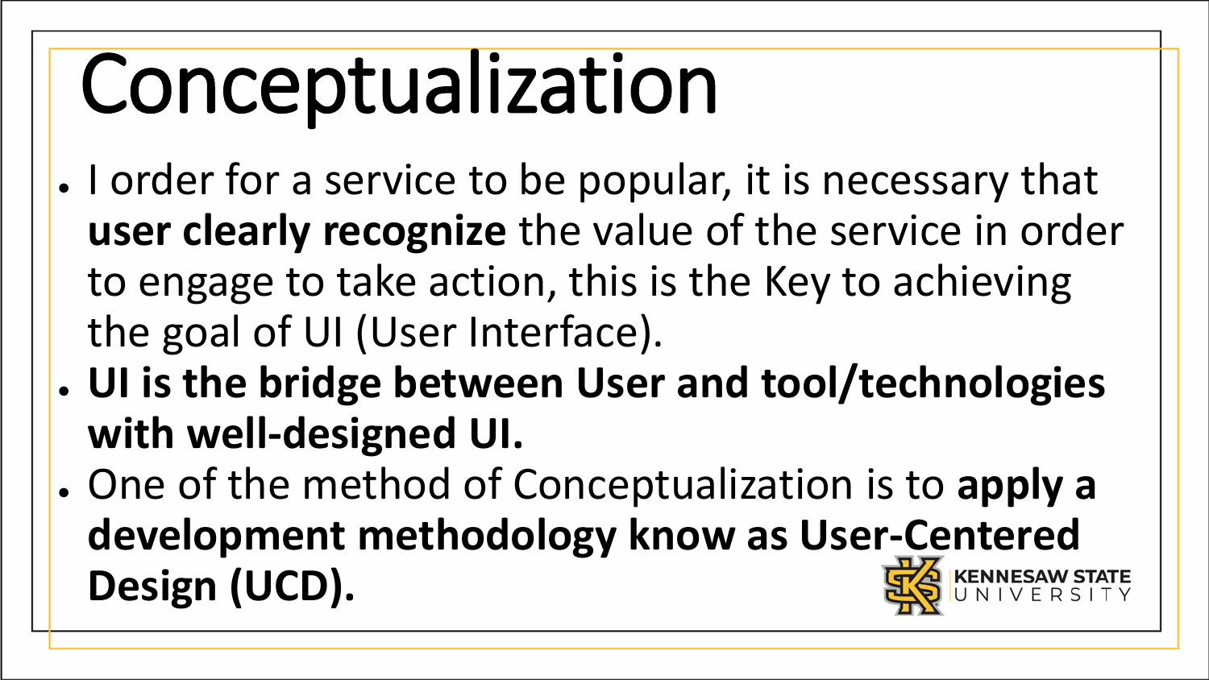# Conceptualization

- I order for a service to be popular, it is necessary that **user clearly recognize** the value of the service in order to engage to take action, this is the Key to achieving the goal of UI (User Interface).
- **UI is the bridge between User and tool/technologies with well-designed UI.**
- One of the method of Conceptualization is to **apply a development methodology know as User-Centered Design (UCD).**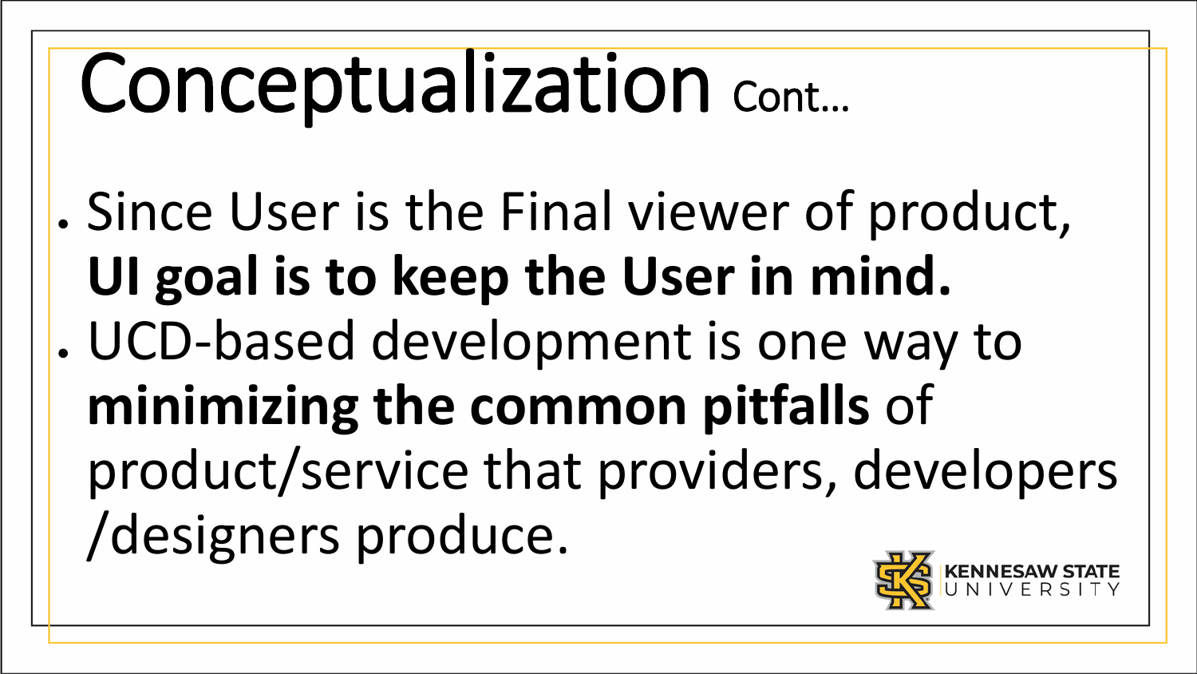# Conceptualization Cont…

- Since User is the Final viewer of product, **UI goal is to keep the User in mind.**
- UCD-based development is one way to **minimizing the common pitfalls** of product/service that providers, developers /designers produce.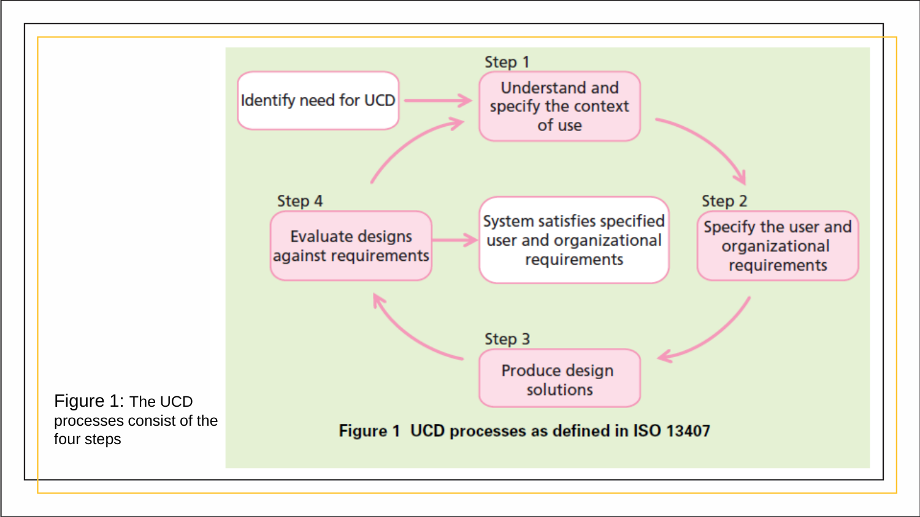Identify need for UCD

Step 1

Understand and specify the context of use

Step 2

Specify the user and organizational requirements

Step 3

Produce design solutions

Step 4

Evaluate designs against requirements

System satisfies specified user and organizational requirements

**Figure 1 UCD processes as defined in ISO 13407**

Figure 1: The UCD processes consist of the four steps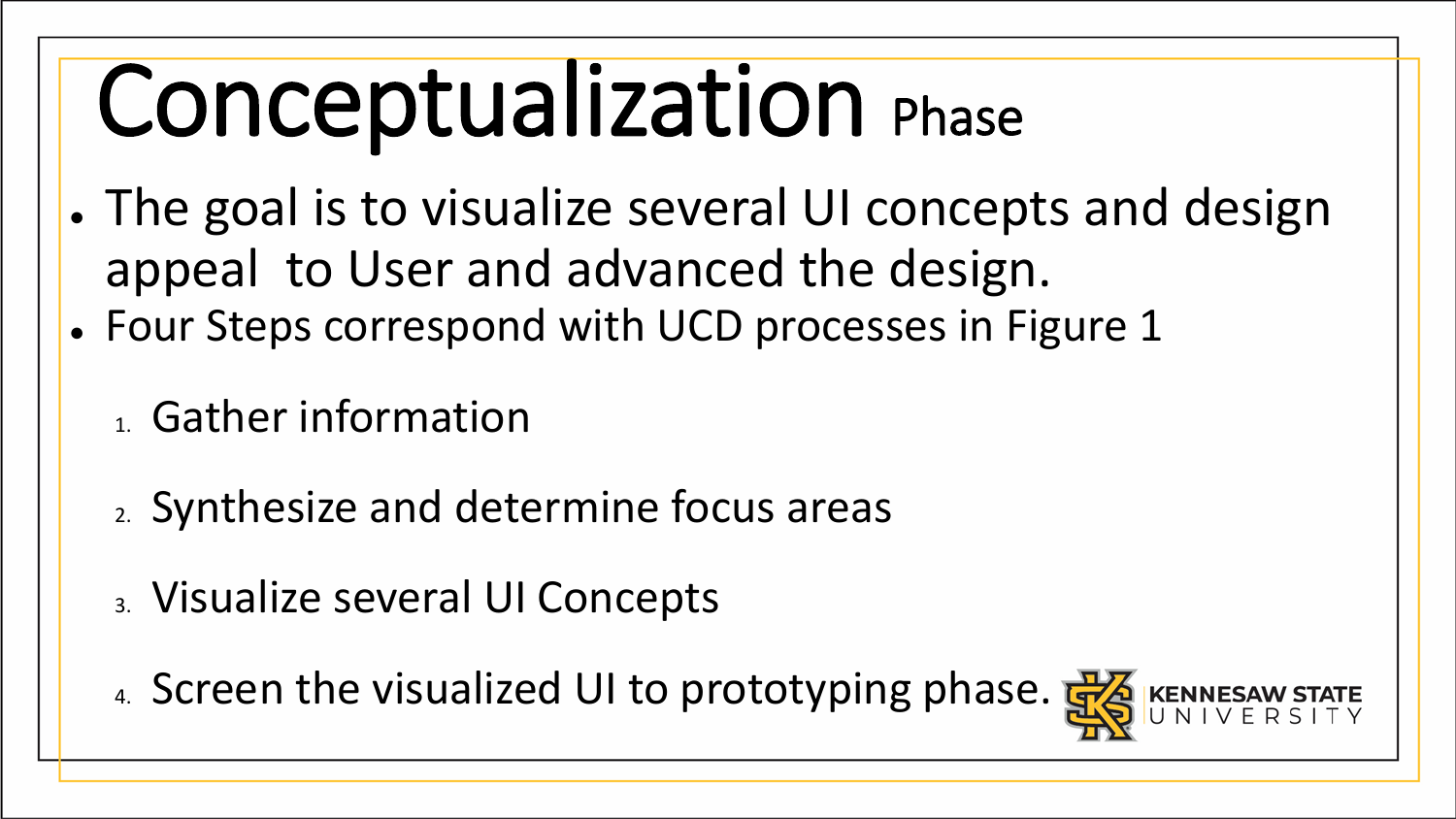# Conceptualization Phase

- The goal is to visualize several UI concepts and design appeal  to User and advanced the design.
- Four Steps correspond with UCD processes in Figure 1

1. Gather information
2. Synthesize and determine focus areas
3. Visualize several UI Concepts
4. Screen the visualized UI to prototyping phase.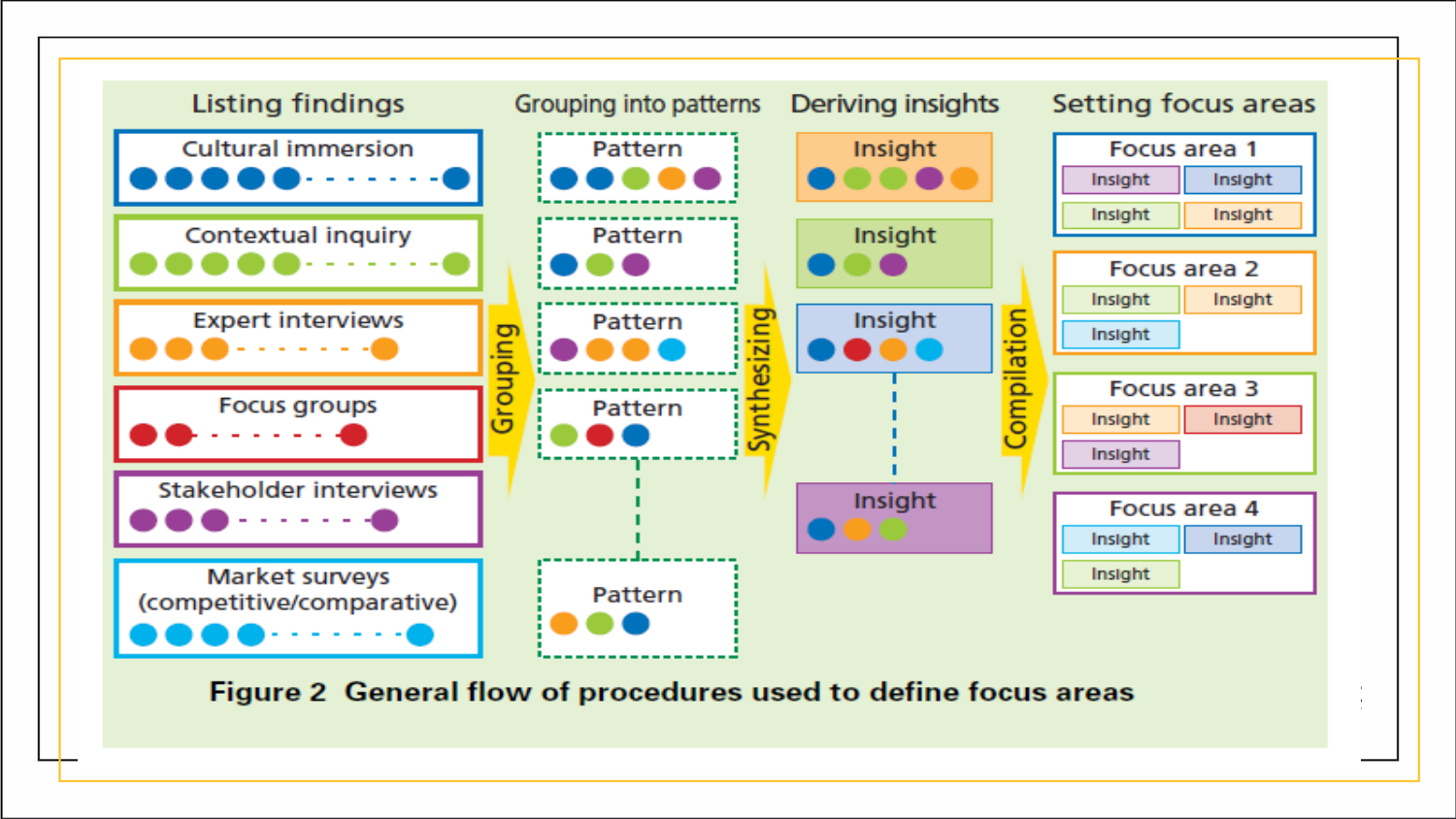## Listing findings

- Cultural immersion
- Contextual inquiry
- Expert interviews
- Focus groups
- Stakeholder interviews
- Market surveys (competitive/comparative)

**Grouping**

## Grouping into patterns

- Pattern
- Pattern
- Pattern
- Pattern
- Pattern

**Synthesizing**

## Deriving insights

- Insight
- Insight
- Insight
- Insight

**Compilation**

## Setting focus areas

- Focus area 1: Insight, Insight, Insight, Insight
- Focus area 2: Insight, Insight, Insight
- Focus area 3: Insight, Insight, Insight
- Focus area 4: Insight, Insight, Insight

**Figure 2 General flow of procedures used to define focus areas**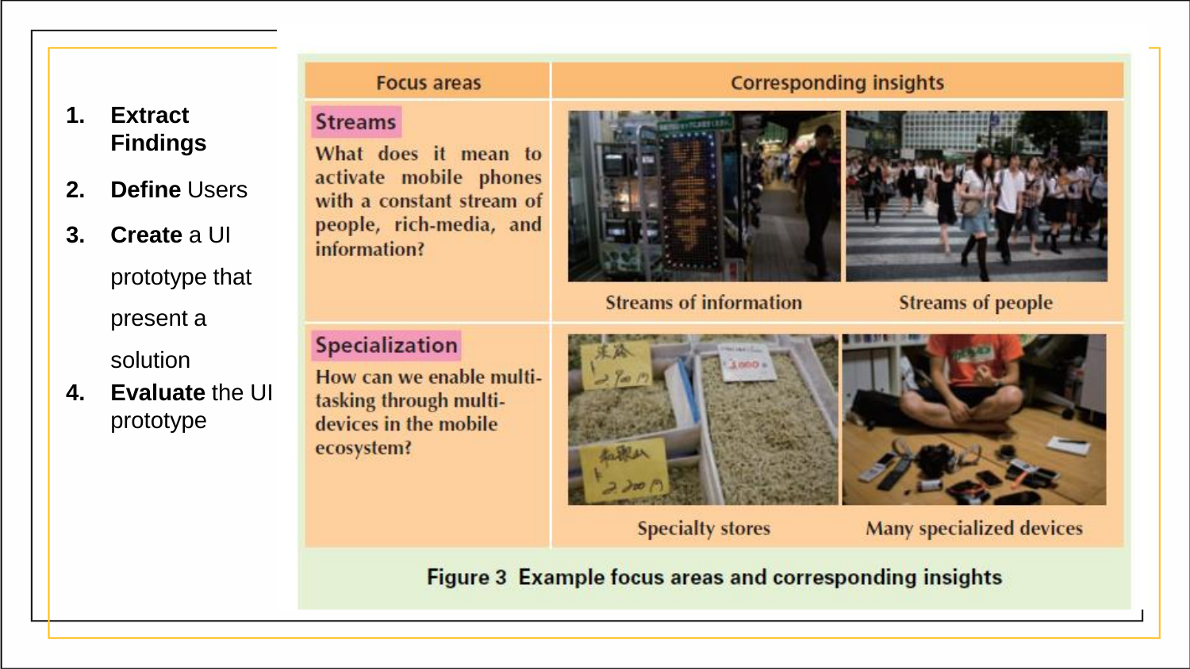1. **Extract Findings**
2. **Define** Users
3. **Create** a UI prototype that present a solution
4. **Evaluate** the UI prototype

| Focus areas | Corresponding insights | |
|---|---|---|
| **Streams** What does it mean to activate mobile phones with a constant stream of people, rich-media, and information? | Streams of information | Streams of people |
| **Specialization** How can we enable multi-tasking through multi-devices in the mobile ecosystem? | Specialty stores | Many specialized devices |

**Figure 3 Example focus areas and corresponding insights**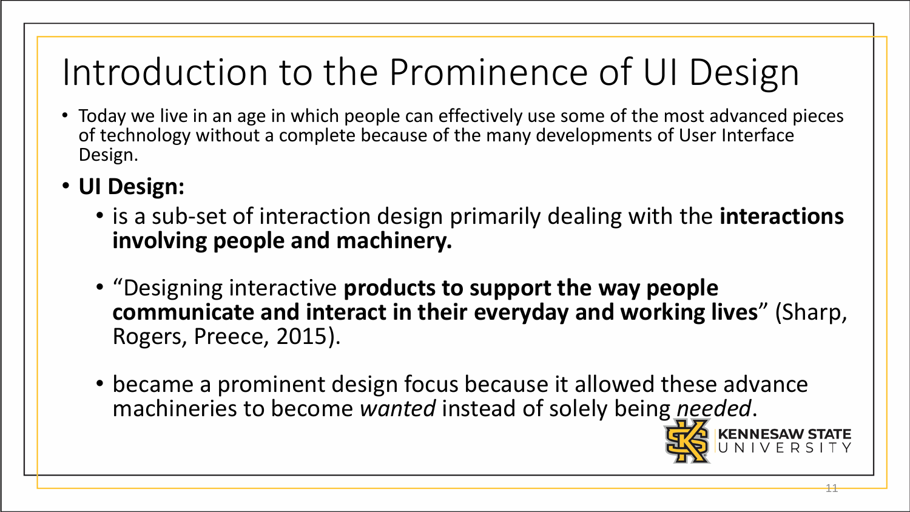# Introduction to the Prominence of UI Design

- Today we live in an age in which people can effectively use some of the most advanced pieces of technology without a complete because of the many developments of User Interface Design.
- **UI Design:**
  - is a sub-set of interaction design primarily dealing with the **interactions involving people and machinery.**
  - "Designing interactive **products to support the way people communicate and interact in their everyday and working lives**" (Sharp, Rogers, Preece, 2015).
  - became a prominent design focus because it allowed these advance machineries to become *wanted* instead of solely being *needed*.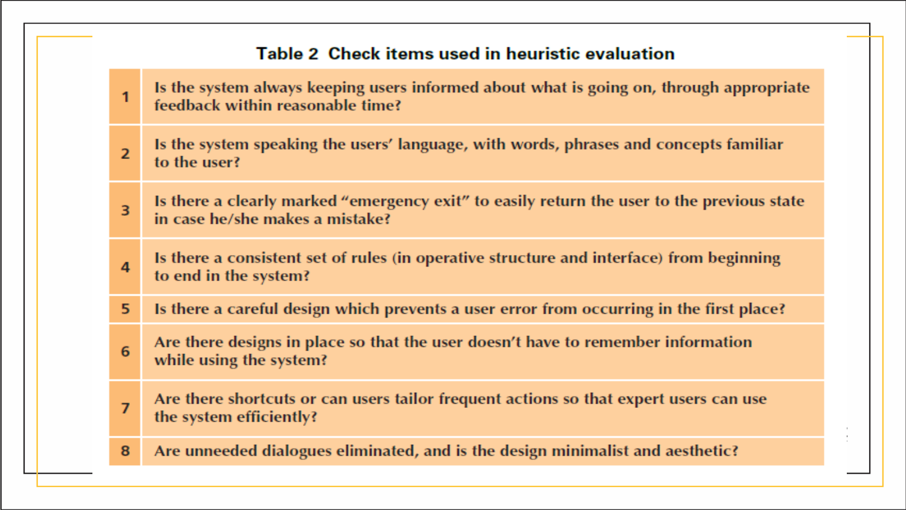**Table 2 Check items used in heuristic evaluation**

| | |
|---|---|
| 1 | Is the system always keeping users informed about what is going on, through appropriate feedback within reasonable time? |
| 2 | Is the system speaking the users' language, with words, phrases and concepts familiar to the user? |
| 3 | Is there a clearly marked "emergency exit" to easily return the user to the previous state in case he/she makes a mistake? |
| 4 | Is there a consistent set of rules (in operative structure and interface) from beginning to end in the system? |
| 5 | Is there a careful design which prevents a user error from occurring in the first place? |
| 6 | Are there designs in place so that the user doesn't have to remember information while using the system? |
| 7 | Are there shortcuts or can users tailor frequent actions so that expert users can use the system efficiently? |
| 8 | Are unneeded dialogues eliminated, and is the design minimalist and aesthetic? |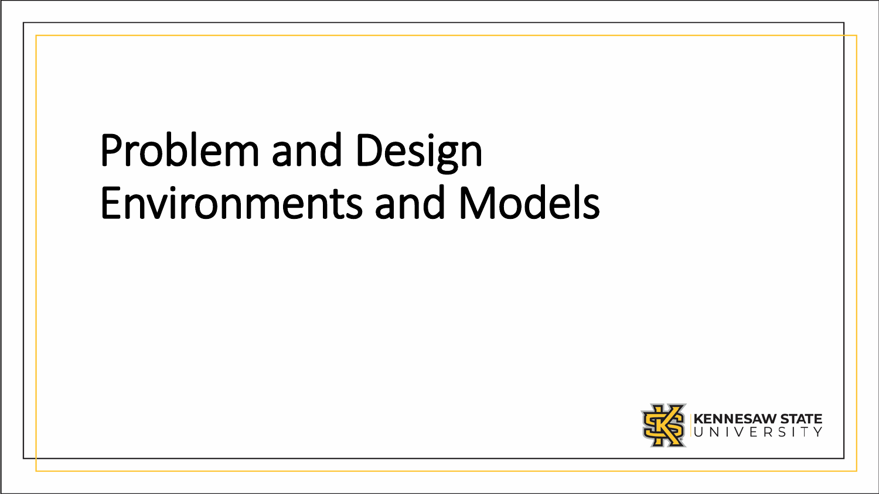# Problem and Design Environments and Models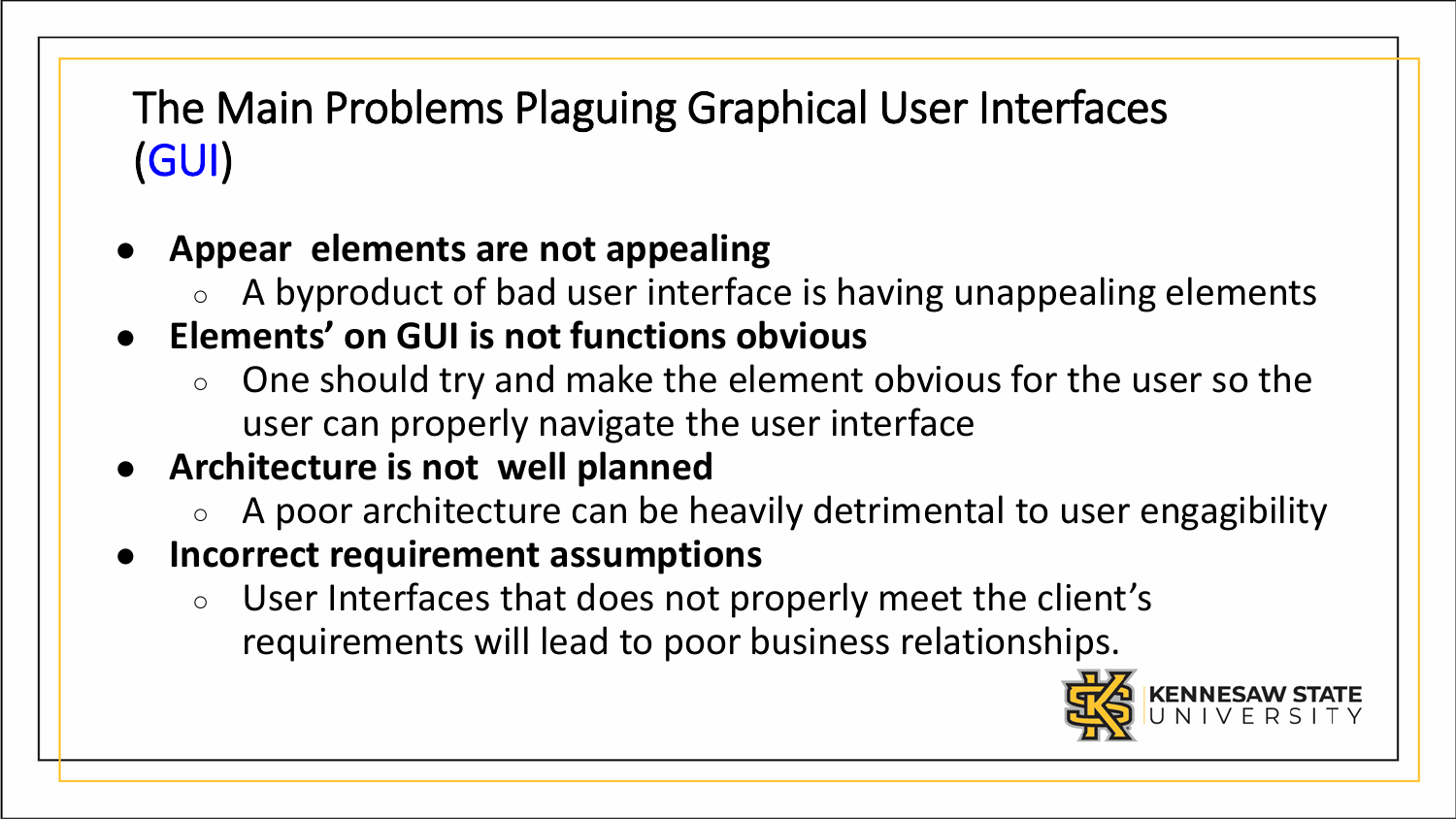# The Main Problems Plaguing Graphical User Interfaces (GUI)

- **Appear  elements are not appealing**
  - A byproduct of bad user interface is having unappealing elements
- **Elements' on GUI is not functions obvious**
  - One should try and make the element obvious for the user so the user can properly navigate the user interface
- **Architecture is not  well planned**
  - A poor architecture can be heavily detrimental to user engagibility
- **Incorrect requirement assumptions**
  - User Interfaces that does not properly meet the client's requirements will lead to poor business relationships.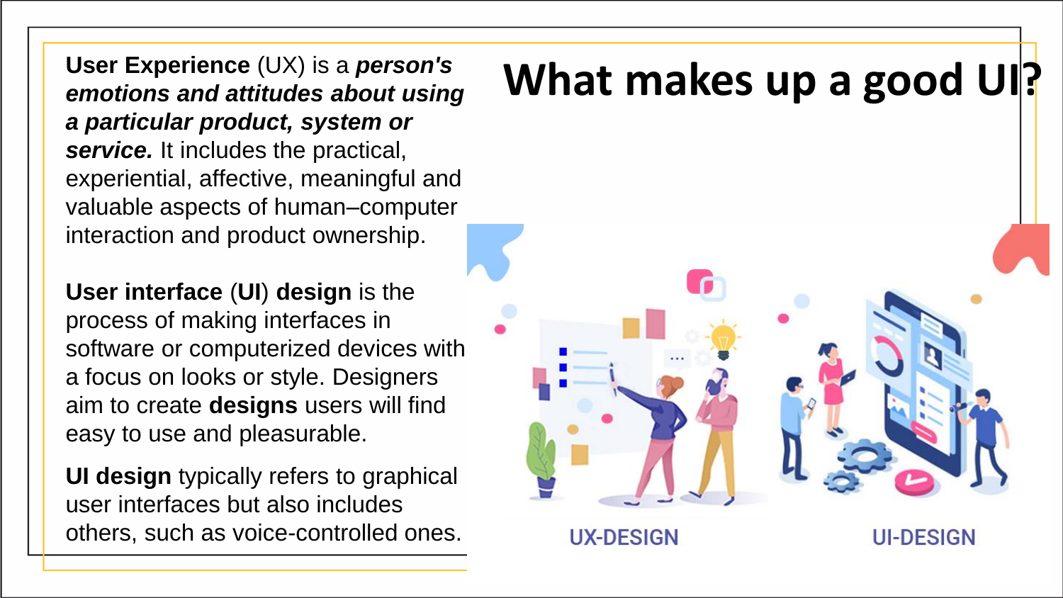# What makes up a good UI?

**User Experience** (UX) is a ***person's emotions and attitudes about using a particular product, system or service.*** It includes the practical, experiential, affective, meaningful and valuable aspects of human–computer interaction and product ownership.

**User interface** (**UI**) **design** is the process of making interfaces in software or computerized devices with a focus on looks or style. Designers aim to create **designs** users will find easy to use and pleasurable.

**UI design** typically refers to graphical user interfaces but also includes others, such as voice-controlled ones.

UX-DESIGN

UI-DESIGN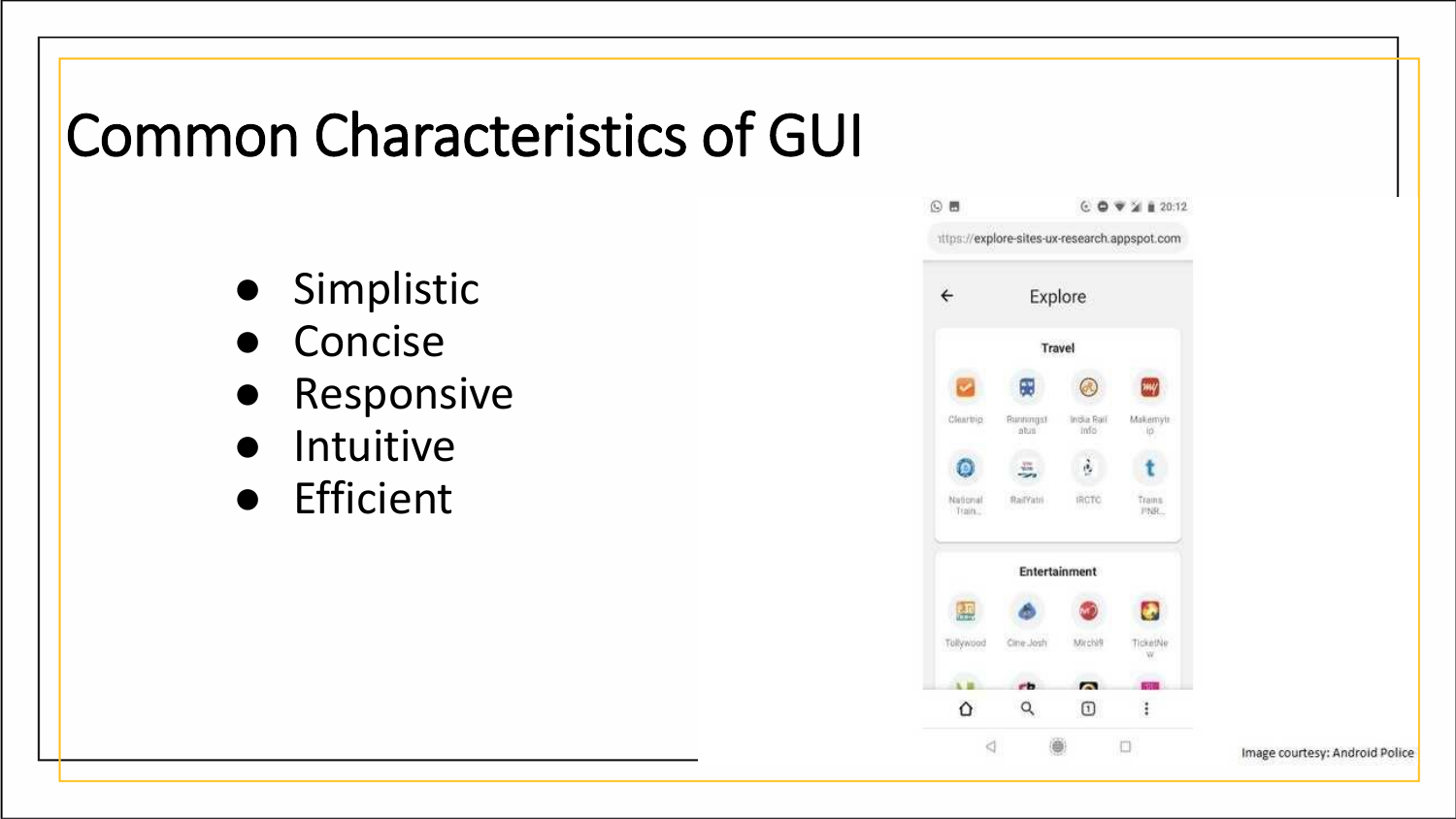# Common Characteristics of GUI

- Simplistic
- Concise
- Responsive
- Intuitive
- Efficient

Image courtesy: Android Police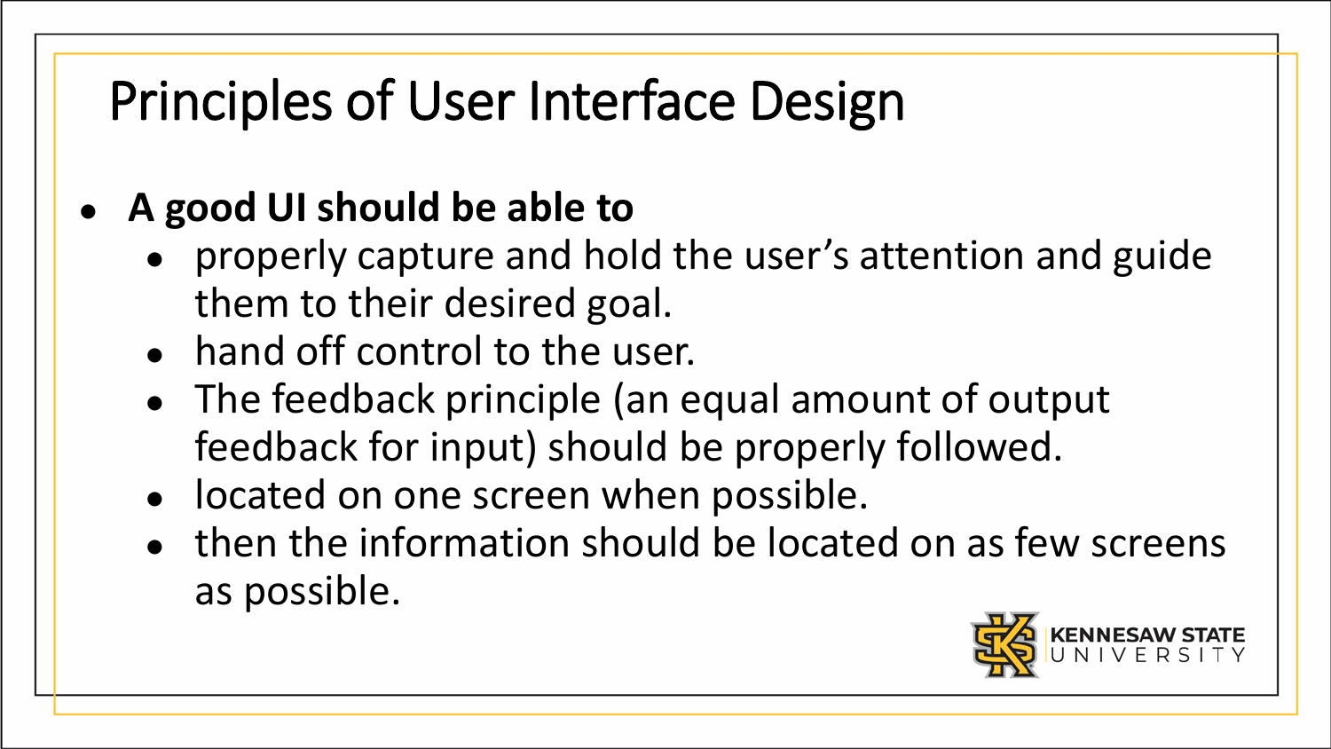# Principles of User Interface Design

- **A good UI should be able to**
  - properly capture and hold the user's attention and guide them to their desired goal.
  - hand off control to the user.
  - The feedback principle (an equal amount of output feedback for input) should be properly followed.
  - located on one screen when possible.
  - then the information should be located on as few screens as possible.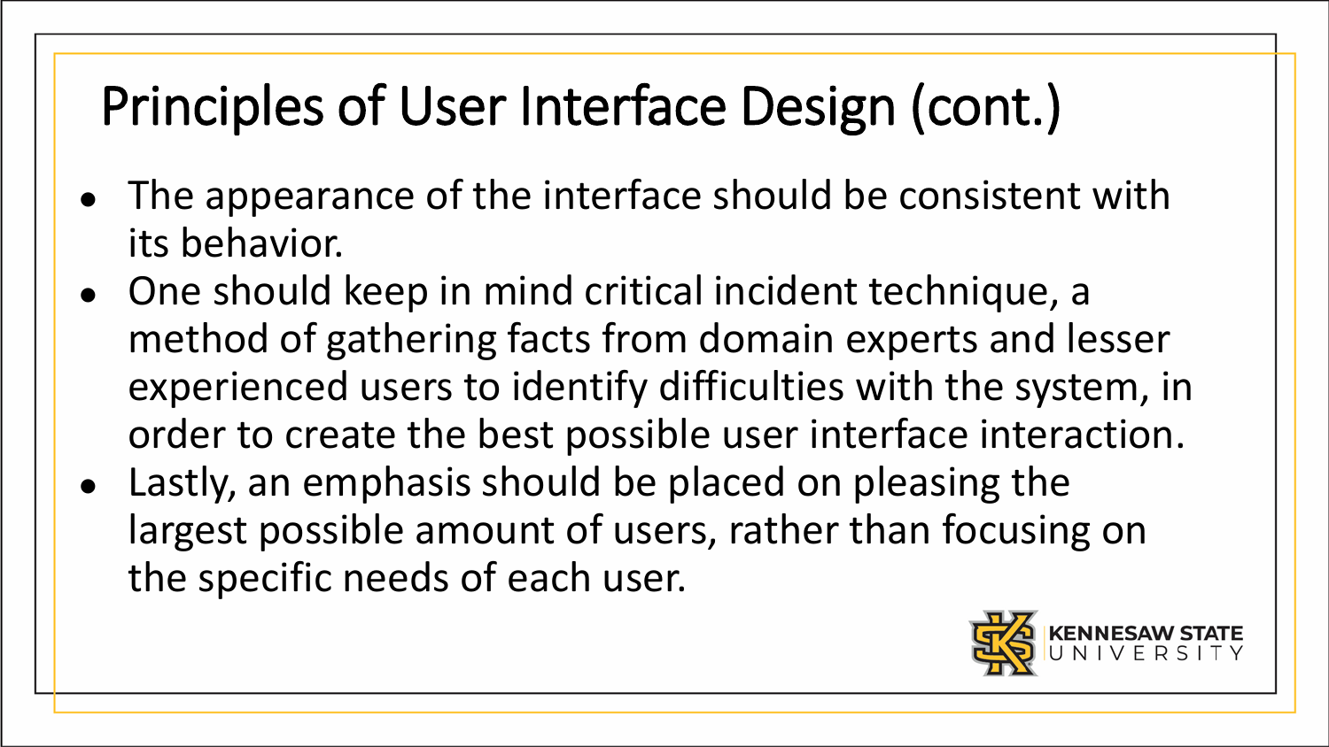# Principles of User Interface Design (cont.)

- The appearance of the interface should be consistent with its behavior.
- One should keep in mind critical incident technique, a method of gathering facts from domain experts and lesser experienced users to identify difficulties with the system, in order to create the best possible user interface interaction.
- Lastly, an emphasis should be placed on pleasing the largest possible amount of users, rather than focusing on the specific needs of each user.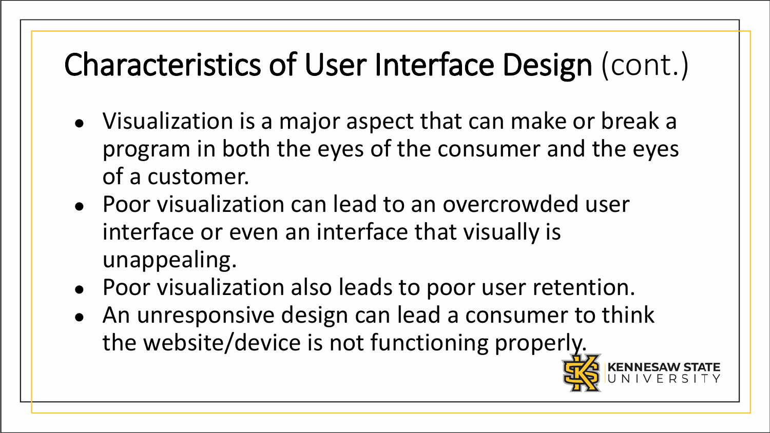# Characteristics of User Interface Design (cont.)

- Visualization is a major aspect that can make or break a program in both the eyes of the consumer and the eyes of a customer.
- Poor visualization can lead to an overcrowded user interface or even an interface that visually is unappealing.
- Poor visualization also leads to poor user retention.
- An unresponsive design can lead a consumer to think the website/device is not functioning properly.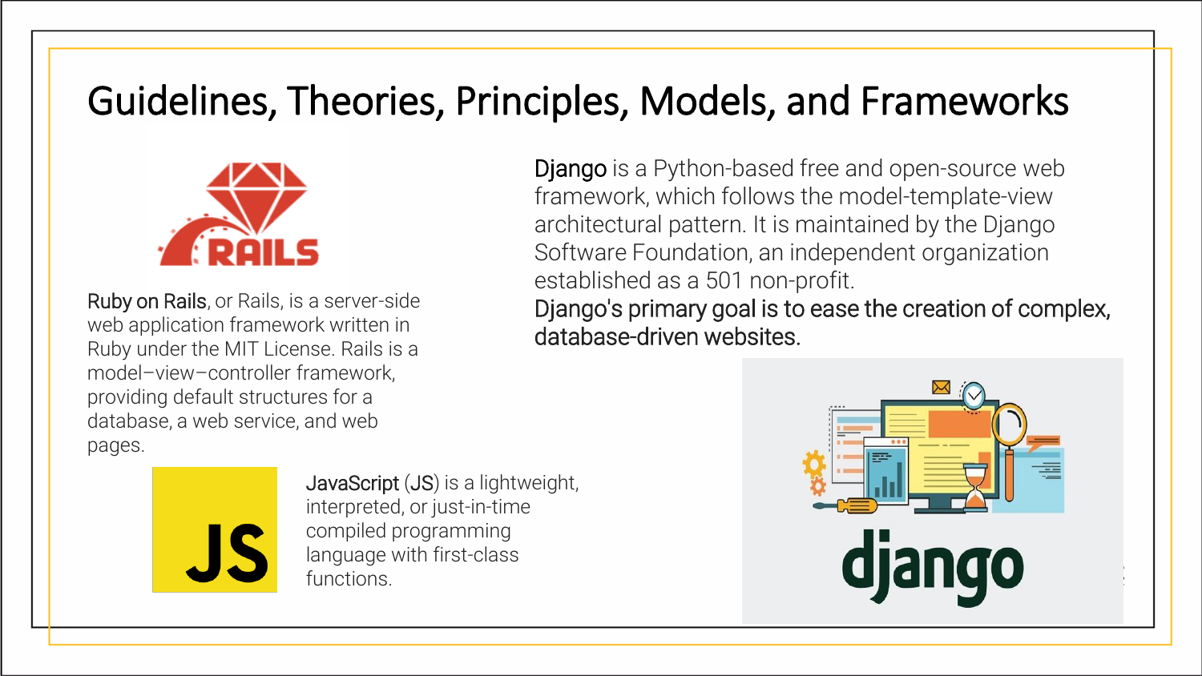# Guidelines, Theories, Principles, Models, and Frameworks

Ruby on Rails, or Rails, is a server-side web application framework written in Ruby under the MIT License. Rails is a model–view–controller framework, providing default structures for a database, a web service, and web pages.

JavaScript (JS) is a lightweight, interpreted, or just-in-time compiled programming language with first-class functions.

Django is a Python-based free and open-source web framework, which follows the model-template-view architectural pattern. It is maintained by the Django Software Foundation, an independent organization established as a 501 non-profit.

Django's primary goal is to ease the creation of complex, database-driven websites.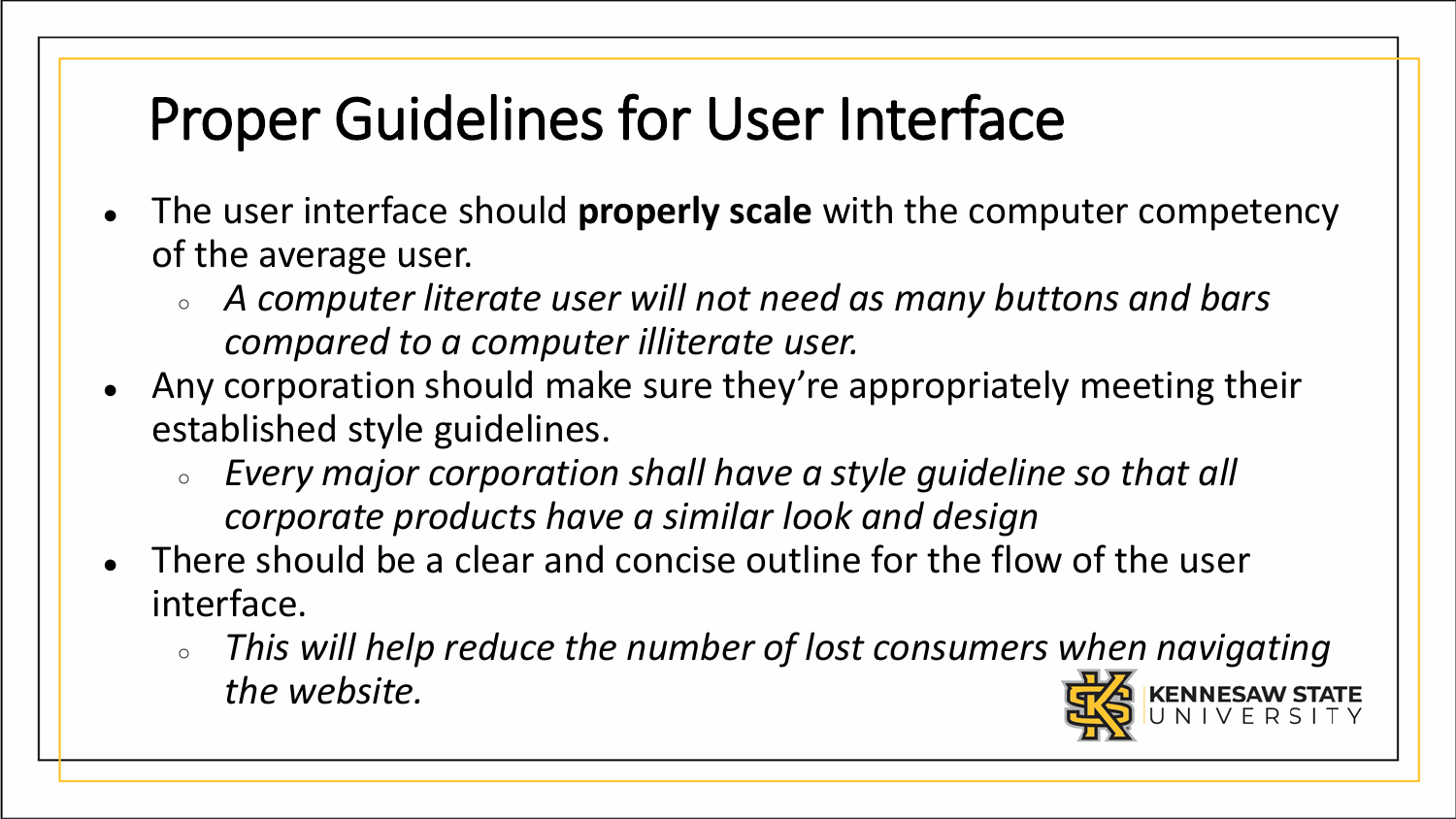# Proper Guidelines for User Interface

- The user interface should **properly scale** with the computer competency of the average user.
  - *A computer literate user will not need as many buttons and bars compared to a computer illiterate user.*
- Any corporation should make sure they're appropriately meeting their established style guidelines.
  - *Every major corporation shall have a style guideline so that all corporate products have a similar look and design*
- There should be a clear and concise outline for the flow of the user interface.
  - *This will help reduce the number of lost consumers when navigating the website.*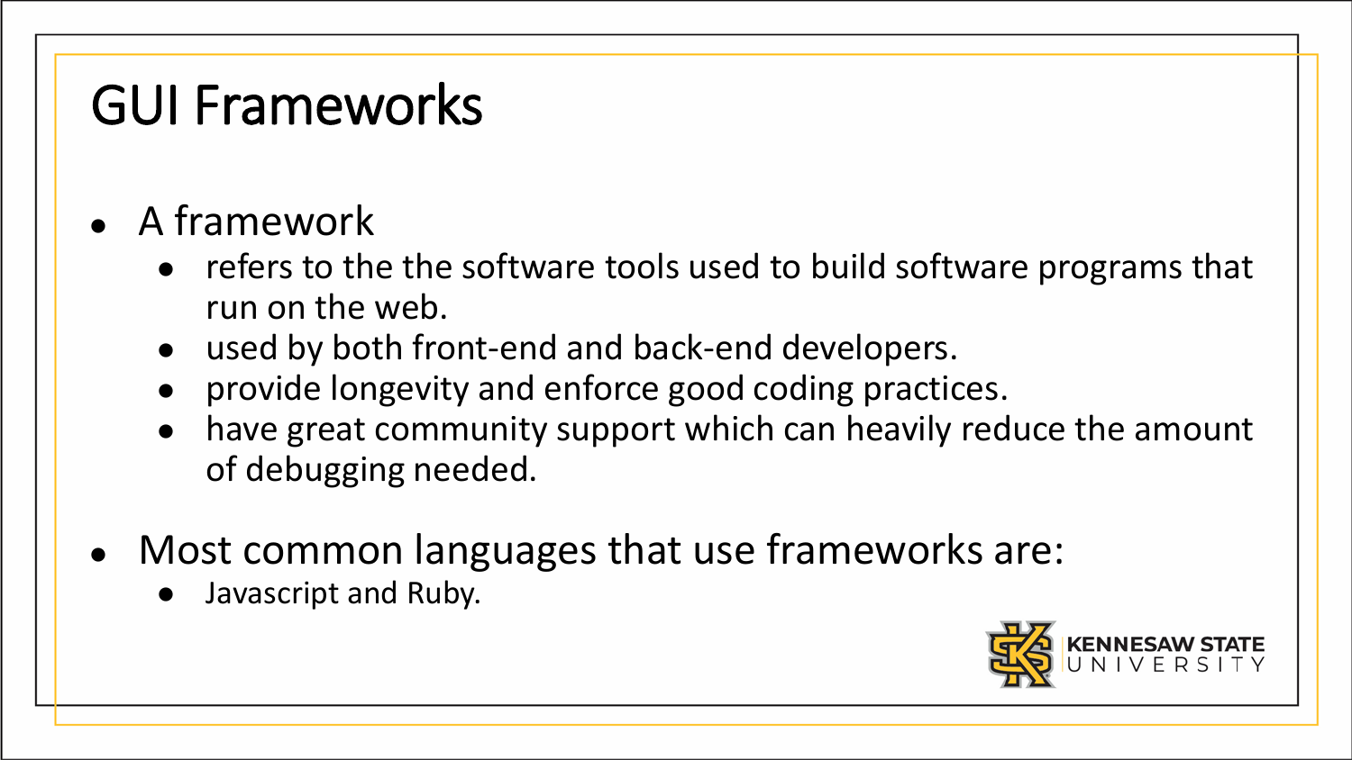# GUI Frameworks

- A framework
  - refers to the the software tools used to build software programs that run on the web.
  - used by both front-end and back-end developers.
  - provide longevity and enforce good coding practices.
  - have great community support which can heavily reduce the amount of debugging needed.
- Most common languages that use frameworks are:
  - Javascript and Ruby.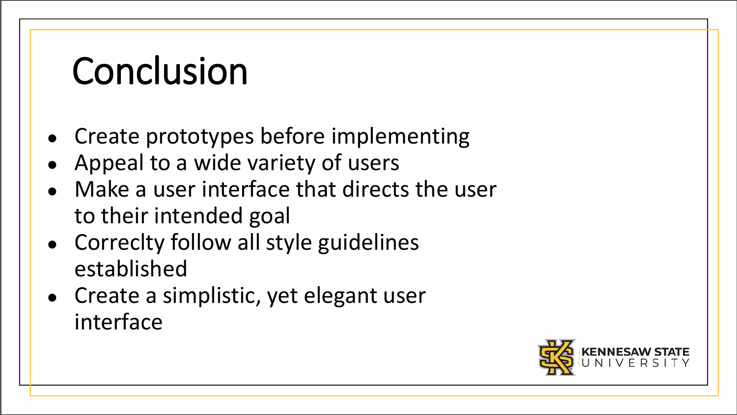# Conclusion

- Create prototypes before implementing
- Appeal to a wide variety of users
- Make a user interface that directs the user to their intended goal
- Correclty follow all style guidelines established
- Create a simplistic, yet elegant user interface

KENNESAW STATE UNIVERSITY